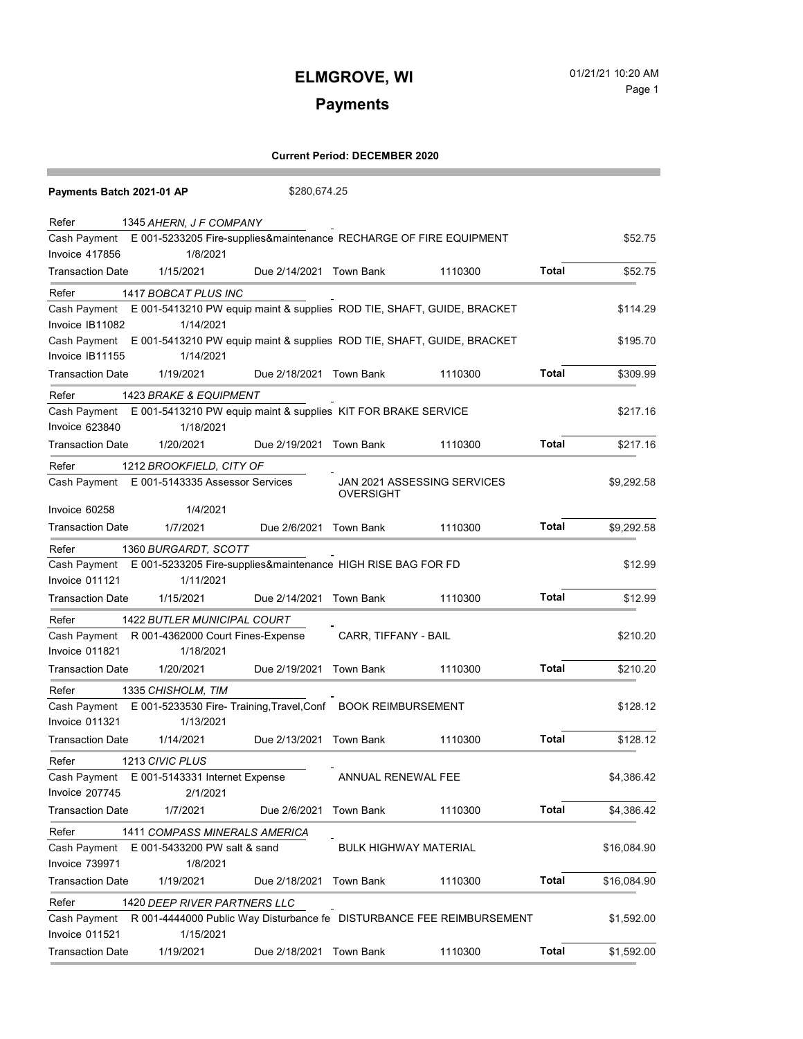# ELMGROVE, WI

## Payments

01/21/21 10:20 AM

**Current Period: DECEMBER 2020**

**Payments Batch 2021-01 AP** $280,674.25

| | | | | | | |
|---|---|---|---|---|---|---|
| Refer | 1345 *AHERN, J F COMPANY* | | | | | |
| Cash Payment | E 001-5233205 Fire-supplies&maintenance | RECHARGE OF FIRE EQUIPMENT | | | | $52.75 |
| Invoice 417856 | 1/8/2021 | | | | | |
| Transaction Date | 1/15/2021 | Due 2/14/2021 | Town Bank | 1110300 | **Total** | $52.75 |
| Refer | 1417 *BOBCAT PLUS INC* | | | | | |
| Cash Payment | E 001-5413210 PW equip maint & supplies | ROD TIE, SHAFT, GUIDE, BRACKET | | | | $114.29 |
| Invoice IB11082 | 1/14/2021 | | | | | |
| Cash Payment | E 001-5413210 PW equip maint & supplies | ROD TIE, SHAFT, GUIDE, BRACKET | | | | $195.70 |
| Invoice IB11155 | 1/14/2021 | | | | | |
| Transaction Date | 1/19/2021 | Due 2/18/2021 | Town Bank | 1110300 | **Total** | $309.99 |
| Refer | 1423 *BRAKE & EQUIPMENT* | | | | | |
| Cash Payment | E 001-5413210 PW equip maint & supplies | KIT FOR BRAKE SERVICE | | | | $217.16 |
| Invoice 623840 | 1/18/2021 | | | | | |
| Transaction Date | 1/20/2021 | Due 2/19/2021 | Town Bank | 1110300 | **Total** | $217.16 |
| Refer | 1212 *BROOKFIELD, CITY OF* | | | | | |
| Cash Payment | E 001-5143335 Assessor Services | JAN 2021 ASSESSING SERVICES OVERSIGHT | | | | $9,292.58 |
| Invoice 60258 | 1/4/2021 | | | | | |
| Transaction Date | 1/7/2021 | Due 2/6/2021 | Town Bank | 1110300 | **Total** | $9,292.58 |
| Refer | 1360 *BURGARDT, SCOTT* | | | | | |
| Cash Payment | E 001-5233205 Fire-supplies&maintenance | HIGH RISE BAG FOR FD | | | | $12.99 |
| Invoice 011121 | 1/11/2021 | | | | | |
| Transaction Date | 1/15/2021 | Due 2/14/2021 | Town Bank | 1110300 | **Total** | $12.99 |
| Refer | 1422 *BUTLER MUNICIPAL COURT* | | | | | |
| Cash Payment | R 001-4362000 Court Fines-Expense | CARR, TIFFANY - BAIL | | | | $210.20 |
| Invoice 011821 | 1/18/2021 | | | | | |
| Transaction Date | 1/20/2021 | Due 2/19/2021 | Town Bank | 1110300 | **Total** | $210.20 |
| Refer | 1335 *CHISHOLM, TIM* | | | | | |
| Cash Payment | E 001-5233530 Fire- Training,Travel,Conf | BOOK REIMBURSEMENT | | | | $128.12 |
| Invoice 011321 | 1/13/2021 | | | | | |
| Transaction Date | 1/14/2021 | Due 2/13/2021 | Town Bank | 1110300 | **Total** | $128.12 |
| Refer | 1213 *CIVIC PLUS* | | | | | |
| Cash Payment | E 001-5143331 Internet Expense | ANNUAL RENEWAL FEE | | | | $4,386.42 |
| Invoice 207745 | 2/1/2021 | | | | | |
| Transaction Date | 1/7/2021 | Due 2/6/2021 | Town Bank | 1110300 | **Total** | $4,386.42 |
| Refer | 1411 *COMPASS MINERALS AMERICA* | | | | | |
| Cash Payment | E 001-5433200 PW salt & sand | BULK HIGHWAY MATERIAL | | | | $16,084.90 |
| Invoice 739971 | 1/8/2021 | | | | | |
| Transaction Date | 1/19/2021 | Due 2/18/2021 | Town Bank | 1110300 | **Total** | $16,084.90 |
| Refer | 1420 *DEEP RIVER PARTNERS LLC* | | | | | |
| Cash Payment | R 001-4444000 Public Way Disturbance fe | DISTURBANCE FEE REIMBURSEMENT | | | | $1,592.00 |
| Invoice 011521 | 1/15/2021 | | | | | |
| Transaction Date | 1/19/2021 | Due 2/18/2021 | Town Bank | 1110300 | **Total** | $1,592.00 |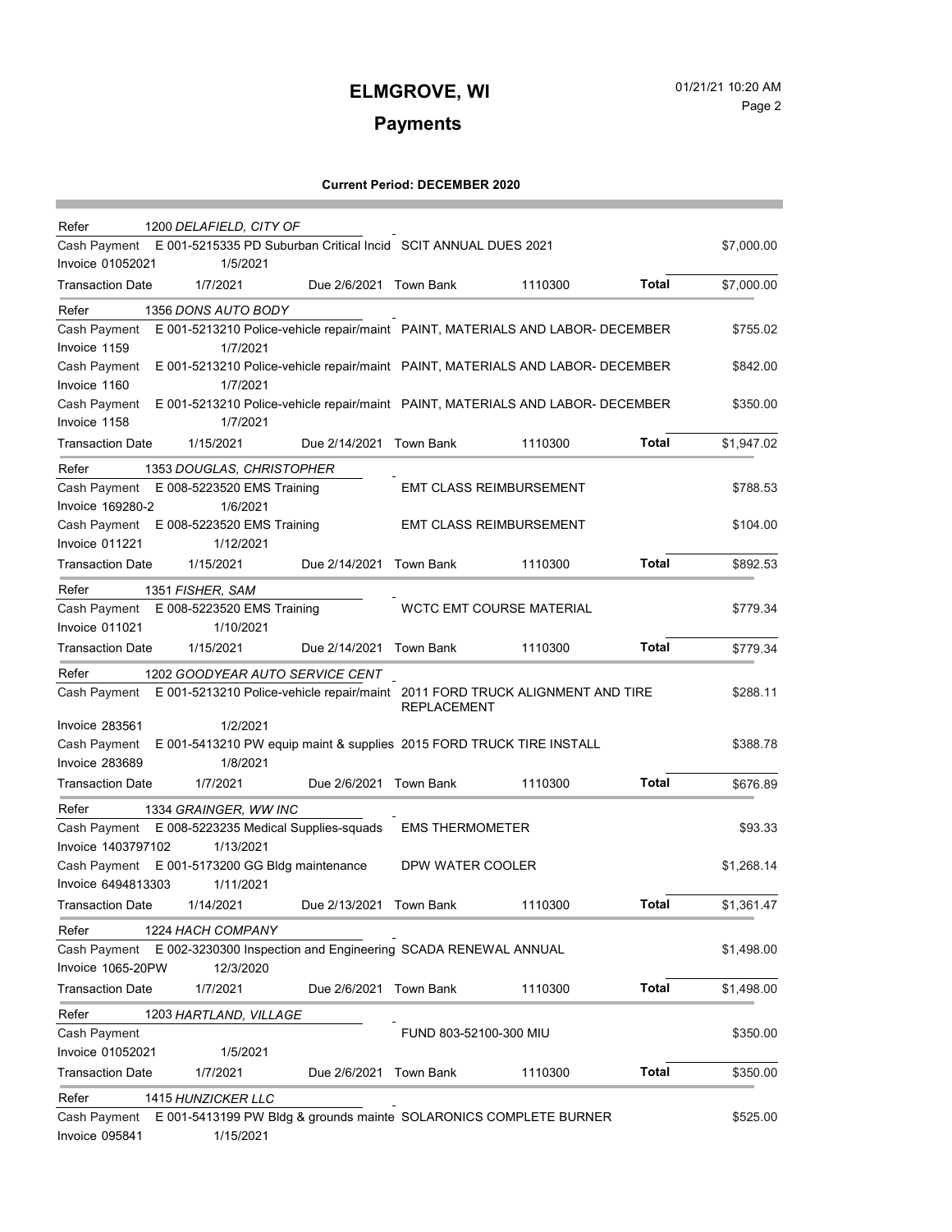# ELMGROVE, WI

## Payments

**Current Period: DECEMBER 2020**

| | | | | | | |
|---|---|---|---|---|---|---|
| Refer | 1200 *DELAFIELD, CITY OF* | | | | | |
| Cash Payment | E 001-5215335 PD Suburban Critical Incid | | SCIT ANNUAL DUES 2021 | | | $7,000.00 |
| Invoice 01052021 | 1/5/2021 | | | | | |
| Transaction Date | 1/7/2021 | Due 2/6/2021 | Town Bank | 1110300 | **Total** | $7,000.00 |
| Refer | 1356 *DONS AUTO BODY* | | | | | |
| Cash Payment | E 001-5213210 Police-vehicle repair/maint | | PAINT, MATERIALS AND LABOR- DECEMBER | | | $755.02 |
| Invoice 1159 | 1/7/2021 | | | | | |
| Cash Payment | E 001-5213210 Police-vehicle repair/maint | | PAINT, MATERIALS AND LABOR- DECEMBER | | | $842.00 |
| Invoice 1160 | 1/7/2021 | | | | | |
| Cash Payment | E 001-5213210 Police-vehicle repair/maint | | PAINT, MATERIALS AND LABOR- DECEMBER | | | $350.00 |
| Invoice 1158 | 1/7/2021 | | | | | |
| Transaction Date | 1/15/2021 | Due 2/14/2021 | Town Bank | 1110300 | **Total** | $1,947.02 |
| Refer | 1353 *DOUGLAS, CHRISTOPHER* | | | | | |
| Cash Payment | E 008-5223520 EMS Training | | EMT CLASS REIMBURSEMENT | | | $788.53 |
| Invoice 169280-2 | 1/6/2021 | | | | | |
| Cash Payment | E 008-5223520 EMS Training | | EMT CLASS REIMBURSEMENT | | | $104.00 |
| Invoice 011221 | 1/12/2021 | | | | | |
| Transaction Date | 1/15/2021 | Due 2/14/2021 | Town Bank | 1110300 | **Total** | $892.53 |
| Refer | 1351 *FISHER, SAM* | | | | | |
| Cash Payment | E 008-5223520 EMS Training | | WCTC EMT COURSE MATERIAL | | | $779.34 |
| Invoice 011021 | 1/10/2021 | | | | | |
| Transaction Date | 1/15/2021 | Due 2/14/2021 | Town Bank | 1110300 | **Total** | $779.34 |
| Refer | 1202 *GOODYEAR AUTO SERVICE CENT* | | | | | |
| Cash Payment | E 001-5213210 Police-vehicle repair/maint | | 2011 FORD TRUCK ALIGNMENT AND TIRE REPLACEMENT | | | $288.11 |
| Invoice 283561 | 1/2/2021 | | | | | |
| Cash Payment | E 001-5413210 PW equip maint & supplies | | 2015 FORD TRUCK TIRE INSTALL | | | $388.78 |
| Invoice 283689 | 1/8/2021 | | | | | |
| Transaction Date | 1/7/2021 | Due 2/6/2021 | Town Bank | 1110300 | **Total** | $676.89 |
| Refer | 1334 *GRAINGER, WW INC* | | | | | |
| Cash Payment | E 008-5223235 Medical Supplies-squads | | EMS THERMOMETER | | | $93.33 |
| Invoice 1403797102 | 1/13/2021 | | | | | |
| Cash Payment | E 001-5173200 GG Bldg maintenance | | DPW WATER COOLER | | | $1,268.14 |
| Invoice 6494813303 | 1/11/2021 | | | | | |
| Transaction Date | 1/14/2021 | Due 2/13/2021 | Town Bank | 1110300 | **Total** | $1,361.47 |
| Refer | 1224 *HACH COMPANY* | | | | | |
| Cash Payment | E 002-3230300 Inspection and Engineering | | SCADA RENEWAL ANNUAL | | | $1,498.00 |
| Invoice 1065-20PW | 12/3/2020 | | | | | |
| Transaction Date | 1/7/2021 | Due 2/6/2021 | Town Bank | 1110300 | **Total** | $1,498.00 |
| Refer | 1203 *HARTLAND, VILLAGE* | | | | | |
| Cash Payment | | | FUND 803-52100-300 MIU | | | $350.00 |
| Invoice 01052021 | 1/5/2021 | | | | | |
| Transaction Date | 1/7/2021 | Due 2/6/2021 | Town Bank | 1110300 | **Total** | $350.00 |
| Refer | 1415 *HUNZICKER LLC* | | | | | |
| Cash Payment | E 001-5413199 PW Bldg & grounds mainte | | SOLARONICS COMPLETE BURNER | | | $525.00 |
| Invoice 095841 | 1/15/2021 | | | | | |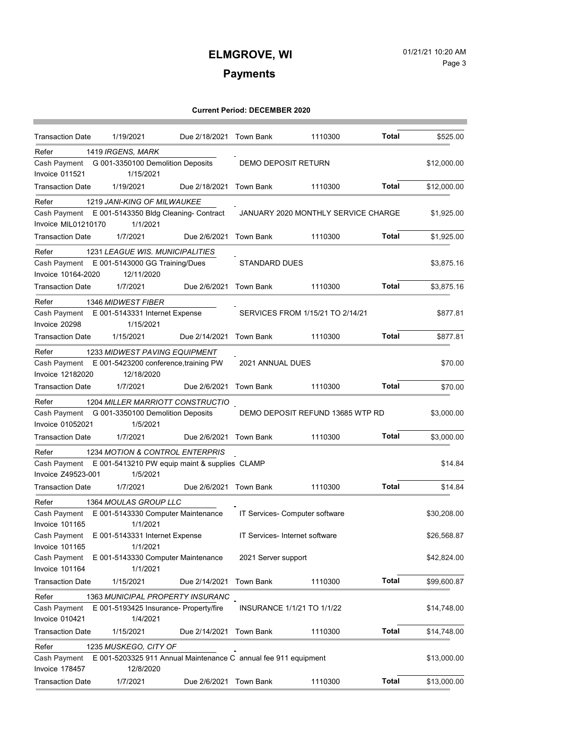# ELMGROVE, WI

## Payments

**Current Period: DECEMBER 2020**

| | | | | | | |
|---|---|---|---|---|---|---|
| Transaction Date | 1/19/2021 | Due 2/18/2021 | Town Bank | 1110300 | **Total** | $525.00 |
| Refer | 1419 *IRGENS, MARK* | | | | | |
| Cash Payment | G 001-3350100 Demolition Deposits | | DEMO DEPOSIT RETURN | | | $12,000.00 |
| Invoice 011521 | 1/15/2021 | | | | | |
| Transaction Date | 1/19/2021 | Due 2/18/2021 | Town Bank | 1110300 | **Total** | $12,000.00 |
| Refer | 1219 *JANI-KING OF MILWAUKEE* | | | | | |
| Cash Payment | E 001-5143350 Bldg Cleaning- Contract | | JANUARY 2020 MONTHLY SERVICE CHARGE | | | $1,925.00 |
| Invoice MIL01210170 | 1/1/2021 | | | | | |
| Transaction Date | 1/7/2021 | Due 2/6/2021 | Town Bank | 1110300 | **Total** | $1,925.00 |
| Refer | 1231 *LEAGUE WIS. MUNICIPALITIES* | | | | | |
| Cash Payment | E 001-5143000 GG Training/Dues | | STANDARD DUES | | | $3,875.16 |
| Invoice 10164-2020 | 12/11/2020 | | | | | |
| Transaction Date | 1/7/2021 | Due 2/6/2021 | Town Bank | 1110300 | **Total** | $3,875.16 |
| Refer | 1346 *MIDWEST FIBER* | | | | | |
| Cash Payment | E 001-5143331 Internet Expense | | SERVICES FROM 1/15/21 TO 2/14/21 | | | $877.81 |
| Invoice 20298 | 1/15/2021 | | | | | |
| Transaction Date | 1/15/2021 | Due 2/14/2021 | Town Bank | 1110300 | **Total** | $877.81 |
| Refer | 1233 *MIDWEST PAVING EQUIPMENT* | | | | | |
| Cash Payment | E 001-5423200 conference,training PW | | 2021 ANNUAL DUES | | | $70.00 |
| Invoice 12182020 | 12/18/2020 | | | | | |
| Transaction Date | 1/7/2021 | Due 2/6/2021 | Town Bank | 1110300 | **Total** | $70.00 |
| Refer | 1204 *MILLER MARRIOTT CONSTRUCTIO* | | | | | |
| Cash Payment | G 001-3350100 Demolition Deposits | | DEMO DEPOSIT REFUND 13685 WTP RD | | | $3,000.00 |
| Invoice 01052021 | 1/5/2021 | | | | | |
| Transaction Date | 1/7/2021 | Due 2/6/2021 | Town Bank | 1110300 | **Total** | $3,000.00 |
| Refer | 1234 *MOTION & CONTROL ENTERPRIS* | | | | | |
| Cash Payment | E 001-5413210 PW equip maint & supplies | | CLAMP | | | $14.84 |
| Invoice Z49523-001 | 1/5/2021 | | | | | |
| Transaction Date | 1/7/2021 | Due 2/6/2021 | Town Bank | 1110300 | **Total** | $14.84 |
| Refer | 1364 *MOULAS GROUP LLC* | | | | | |
| Cash Payment | E 001-5143330 Computer Maintenance | | IT Services- Computer software | | | $30,208.00 |
| Invoice 101165 | 1/1/2021 | | | | | |
| Cash Payment | E 001-5143331 Internet Expense | | IT Services- Internet software | | | $26,568.87 |
| Invoice 101165 | 1/1/2021 | | | | | |
| Cash Payment | E 001-5143330 Computer Maintenance | | 2021 Server support | | | $42,824.00 |
| Invoice 101164 | 1/1/2021 | | | | | |
| Transaction Date | 1/15/2021 | Due 2/14/2021 | Town Bank | 1110300 | **Total** | $99,600.87 |
| Refer | 1363 *MUNICIPAL PROPERTY INSURANC* | | | | | |
| Cash Payment | E 001-5193425 Insurance- Property/fire | | INSURANCE 1/1/21 TO 1/1/22 | | | $14,748.00 |
| Invoice 010421 | 1/4/2021 | | | | | |
| Transaction Date | 1/15/2021 | Due 2/14/2021 | Town Bank | 1110300 | **Total** | $14,748.00 |
| Refer | 1235 *MUSKEGO, CITY OF* | | | | | |
| Cash Payment | E 001-5203325 911 Annual Maintenance C | | annual fee 911 equipment | | | $13,000.00 |
| Invoice 178457 | 12/8/2020 | | | | | |
| Transaction Date | 1/7/2021 | Due 2/6/2021 | Town Bank | 1110300 | **Total** | $13,000.00 |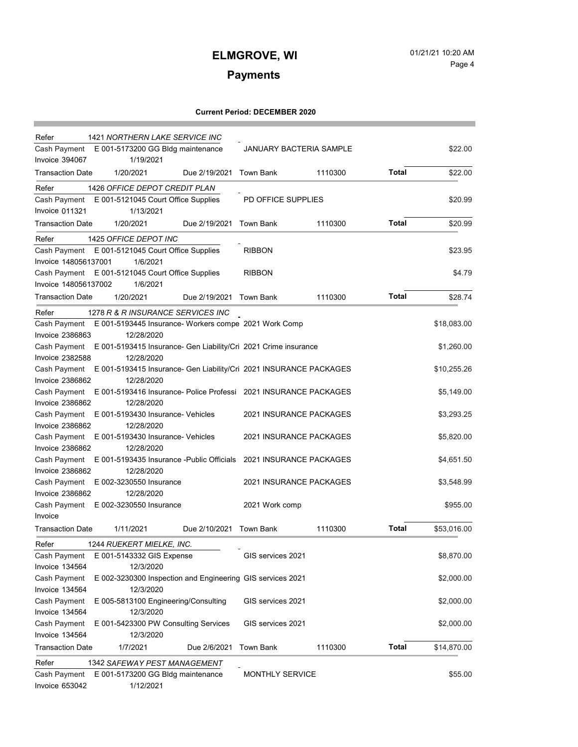# ELMGROVE, WI

## Payments

**Current Period: DECEMBER 2020**

| | | | | | | |
|---|---|---|---|---|---|---|
| Refer | 1421 *NORTHERN LAKE SERVICE INC* | | | | | |
| Cash Payment | E 001-5173200 GG Bldg maintenance | | JANUARY BACTERIA SAMPLE | | | $22.00 |
| Invoice 394067 | 1/19/2021 | | | | | |
| Transaction Date | 1/20/2021 | Due 2/19/2021 | Town Bank | 1110300 | **Total** | $22.00 |
| Refer | 1426 *OFFICE DEPOT CREDIT PLAN* | | | | | |
| Cash Payment | E 001-5121045 Court Office Supplies | | PD OFFICE SUPPLIES | | | $20.99 |
| Invoice 011321 | 1/13/2021 | | | | | |
| Transaction Date | 1/20/2021 | Due 2/19/2021 | Town Bank | 1110300 | **Total** | $20.99 |
| Refer | 1425 *OFFICE DEPOT INC* | | | | | |
| Cash Payment | E 001-5121045 Court Office Supplies | | RIBBON | | | $23.95 |
| Invoice 148056137001 | 1/6/2021 | | | | | |
| Cash Payment | E 001-5121045 Court Office Supplies | | RIBBON | | | $4.79 |
| Invoice 148056137002 | 1/6/2021 | | | | | |
| Transaction Date | 1/20/2021 | Due 2/19/2021 | Town Bank | 1110300 | **Total** | $28.74 |
| Refer | 1278 *R & R INSURANCE SERVICES INC* | | | | | |
| Cash Payment | E 001-5193445 Insurance- Workers compe | | 2021 Work Comp | | | $18,083.00 |
| Invoice 2386863 | 12/28/2020 | | | | | |
| Cash Payment | E 001-5193415 Insurance- Gen Liability/Cri | | 2021 Crime insurance | | | $1,260.00 |
| Invoice 2382588 | 12/28/2020 | | | | | |
| Cash Payment | E 001-5193415 Insurance- Gen Liability/Cri | | 2021 INSURANCE PACKAGES | | | $10,255.26 |
| Invoice 2386862 | 12/28/2020 | | | | | |
| Cash Payment | E 001-5193416 Insurance- Police Professi | | 2021 INSURANCE PACKAGES | | | $5,149.00 |
| Invoice 2386862 | 12/28/2020 | | | | | |
| Cash Payment | E 001-5193430 Insurance- Vehicles | | 2021 INSURANCE PACKAGES | | | $3,293.25 |
| Invoice 2386862 | 12/28/2020 | | | | | |
| Cash Payment | E 001-5193430 Insurance- Vehicles | | 2021 INSURANCE PACKAGES | | | $5,820.00 |
| Invoice 2386862 | 12/28/2020 | | | | | |
| Cash Payment | E 001-5193435 Insurance -Public Officials | | 2021 INSURANCE PACKAGES | | | $4,651.50 |
| Invoice 2386862 | 12/28/2020 | | | | | |
| Cash Payment | E 002-3230550 Insurance | | 2021 INSURANCE PACKAGES | | | $3,548.99 |
| Invoice 2386862 | 12/28/2020 | | | | | |
| Cash Payment | E 002-3230550 Insurance | | 2021 Work comp | | | $955.00 |
| Invoice | | | | | | |
| Transaction Date | 1/11/2021 | Due 2/10/2021 | Town Bank | 1110300 | **Total** | $53,016.00 |
| Refer | 1244 *RUEKERT MIELKE, INC.* | | | | | |
| Cash Payment | E 001-5143332 GIS Expense | | GIS services 2021 | | | $8,870.00 |
| Invoice 134564 | 12/3/2020 | | | | | |
| Cash Payment | E 002-3230300 Inspection and Engineering | | GIS services 2021 | | | $2,000.00 |
| Invoice 134564 | 12/3/2020 | | | | | |
| Cash Payment | E 005-5813100 Engineering/Consulting | | GIS services 2021 | | | $2,000.00 |
| Invoice 134564 | 12/3/2020 | | | | | |
| Cash Payment | E 001-5423300 PW Consulting Services | | GIS services 2021 | | | $2,000.00 |
| Invoice 134564 | 12/3/2020 | | | | | |
| Transaction Date | 1/7/2021 | Due 2/6/2021 | Town Bank | 1110300 | **Total** | $14,870.00 |
| Refer | 1342 *SAFEWAY PEST MANAGEMENT* | | | | | |
| Cash Payment | E 001-5173200 GG Bldg maintenance | | MONTHLY SERVICE | | | $55.00 |
| Invoice 653042 | 1/12/2021 | | | | | |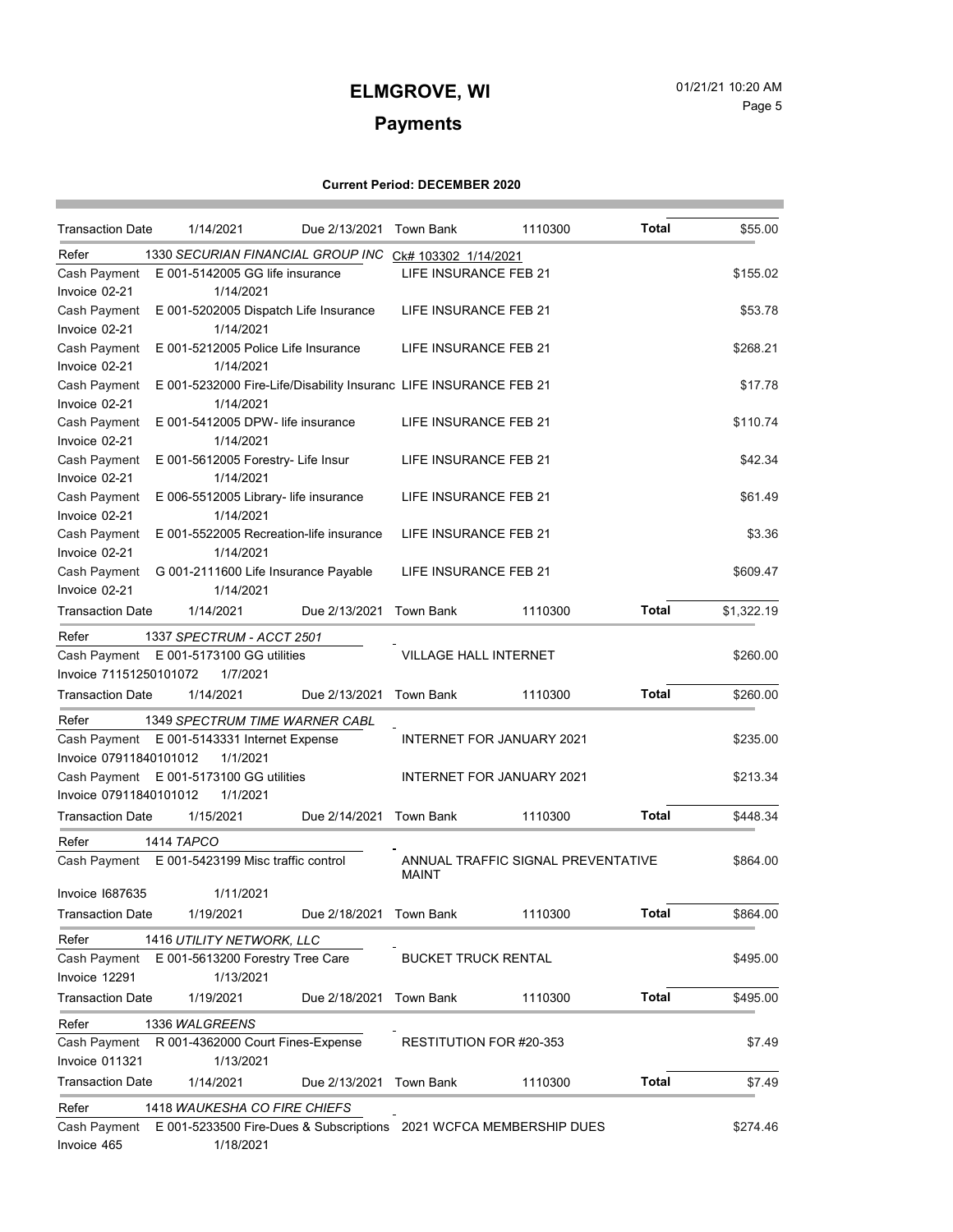# ELMGROVE, WI

## Payments

**Current Period: DECEMBER 2020**

| | | | | | | |
|---|---|---|---|---|---|---|
| Transaction Date | 1/14/2021 | Due 2/13/2021 | Town Bank | 1110300 | **Total** | $55.00 |
| Refer | 1330 *SECURIAN FINANCIAL GROUP INC* | | Ck# 103302 1/14/2021 | | | |
| Cash Payment | E 001-5142005 GG life insurance | | LIFE INSURANCE FEB 21 | | | $155.02 |
| Invoice 02-21 | 1/14/2021 | | | | | |
| Cash Payment | E 001-5202005 Dispatch Life Insurance | | LIFE INSURANCE FEB 21 | | | $53.78 |
| Invoice 02-21 | 1/14/2021 | | | | | |
| Cash Payment | E 001-5212005 Police Life Insurance | | LIFE INSURANCE FEB 21 | | | $268.21 |
| Invoice 02-21 | 1/14/2021 | | | | | |
| Cash Payment | E 001-5232000 Fire-Life/Disability Insuranc | | LIFE INSURANCE FEB 21 | | | $17.78 |
| Invoice 02-21 | 1/14/2021 | | | | | |
| Cash Payment | E 001-5412005 DPW- life insurance | | LIFE INSURANCE FEB 21 | | | $110.74 |
| Invoice 02-21 | 1/14/2021 | | | | | |
| Cash Payment | E 001-5612005 Forestry- Life Insur | | LIFE INSURANCE FEB 21 | | | $42.34 |
| Invoice 02-21 | 1/14/2021 | | | | | |
| Cash Payment | E 006-5512005 Library- life insurance | | LIFE INSURANCE FEB 21 | | | $61.49 |
| Invoice 02-21 | 1/14/2021 | | | | | |
| Cash Payment | E 001-5522005 Recreation-life insurance | | LIFE INSURANCE FEB 21 | | | $3.36 |
| Invoice 02-21 | 1/14/2021 | | | | | |
| Cash Payment | G 001-2111600 Life Insurance Payable | | LIFE INSURANCE FEB 21 | | | $609.47 |
| Invoice 02-21 | 1/14/2021 | | | | | |
| Transaction Date | 1/14/2021 | Due 2/13/2021 | Town Bank | 1110300 | **Total** | $1,322.19 |
| Refer | 1337 *SPECTRUM - ACCT 2501* | | | | | |
| Cash Payment | E 001-5173100 GG utilities | | VILLAGE HALL INTERNET | | | $260.00 |
| Invoice 71151250101072 | 1/7/2021 | | | | | |
| Transaction Date | 1/14/2021 | Due 2/13/2021 | Town Bank | 1110300 | **Total** | $260.00 |
| Refer | 1349 *SPECTRUM TIME WARNER CABL* | | | | | |
| Cash Payment | E 001-5143331 Internet Expense | | INTERNET FOR JANUARY 2021 | | | $235.00 |
| Invoice 07911840101012 | 1/1/2021 | | | | | |
| Cash Payment | E 001-5173100 GG utilities | | INTERNET FOR JANUARY 2021 | | | $213.34 |
| Invoice 07911840101012 | 1/1/2021 | | | | | |
| Transaction Date | 1/15/2021 | Due 2/14/2021 | Town Bank | 1110300 | **Total** | $448.34 |
| Refer | 1414 *TAPCO* | | | | | |
| Cash Payment | E 001-5423199 Misc traffic control | | ANNUAL TRAFFIC SIGNAL PREVENTATIVE MAINT | | | $864.00 |
| Invoice I687635 | 1/11/2021 | | | | | |
| Transaction Date | 1/19/2021 | Due 2/18/2021 | Town Bank | 1110300 | **Total** | $864.00 |
| Refer | 1416 *UTILITY NETWORK, LLC* | | | | | |
| Cash Payment | E 001-5613200 Forestry Tree Care | | BUCKET TRUCK RENTAL | | | $495.00 |
| Invoice 12291 | 1/13/2021 | | | | | |
| Transaction Date | 1/19/2021 | Due 2/18/2021 | Town Bank | 1110300 | **Total** | $495.00 |
| Refer | 1336 *WALGREENS* | | | | | |
| Cash Payment | R 001-4362000 Court Fines-Expense | | RESTITUTION FOR #20-353 | | | $7.49 |
| Invoice 011321 | 1/13/2021 | | | | | |
| Transaction Date | 1/14/2021 | Due 2/13/2021 | Town Bank | 1110300 | **Total** | $7.49 |
| Refer | 1418 *WAUKESHA CO FIRE CHIEFS* | | | | | |
| Cash Payment | E 001-5233500 Fire-Dues & Subscriptions | | 2021 WCFCA MEMBERSHIP DUES | | | $274.46 |
| Invoice 465 | 1/18/2021 | | | | | |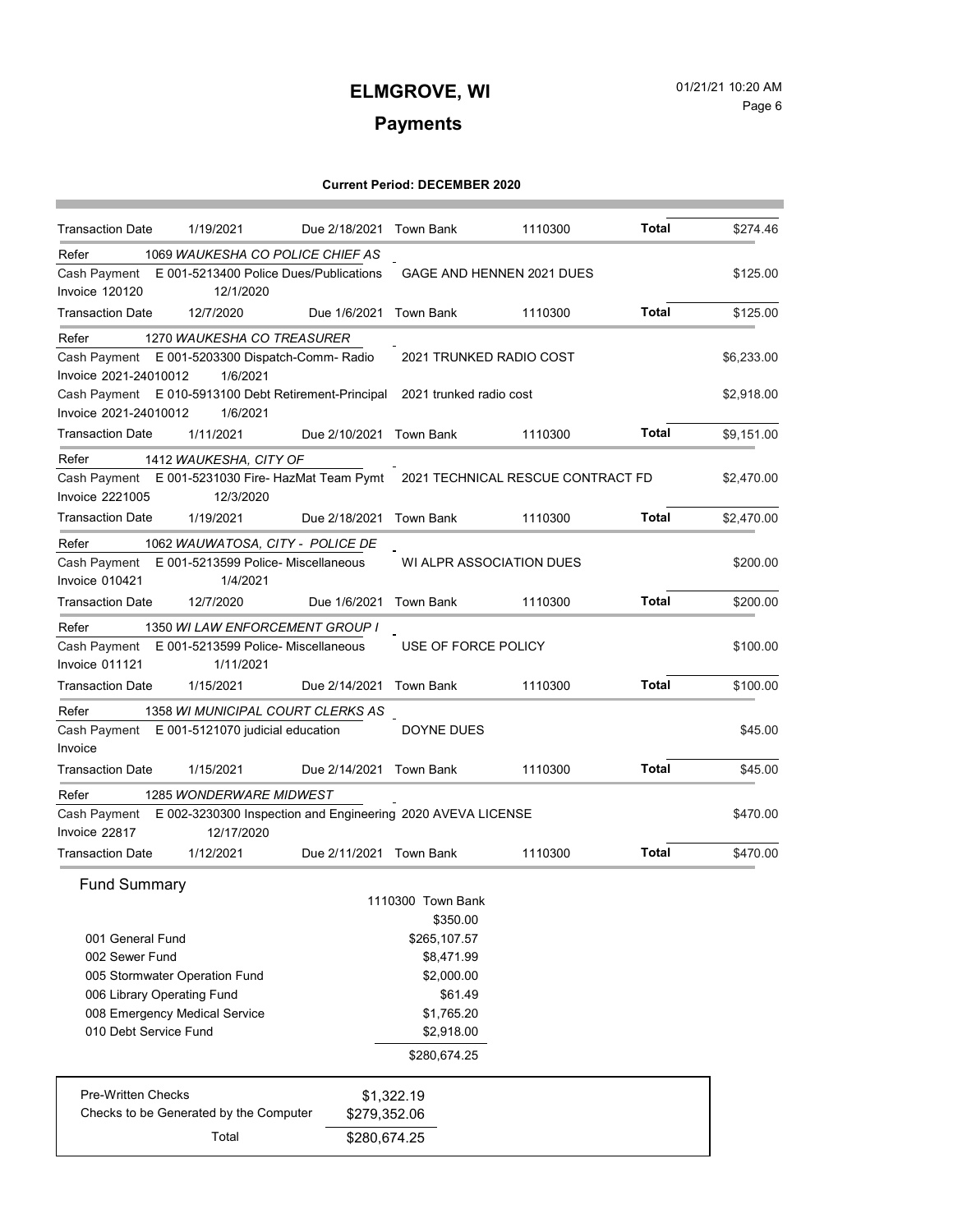# ELMGROVE, WI

# Payments

**Current Period: DECEMBER 2020**

| | | | | | | |
|---|---|---|---|---|---|---|
| Transaction Date | 1/19/2021 | Due 2/18/2021 | Town Bank | 1110300 | **Total** | $274.46 |
| Refer | 1069 *WAUKESHA CO POLICE CHIEF AS* | | | | | |
| Cash Payment | E 001-5213400 Police Dues/Publications | | GAGE AND HENNEN 2021 DUES | | | $125.00 |
| Invoice 120120 | 12/1/2020 | | | | | |
| Transaction Date | 12/7/2020 | Due 1/6/2021 | Town Bank | 1110300 | **Total** | $125.00 |
| Refer | 1270 *WAUKESHA CO TREASURER* | | | | | |
| Cash Payment | E 001-5203300 Dispatch-Comm- Radio | | 2021 TRUNKED RADIO COST | | | $6,233.00 |
| Invoice 2021-24010012 | 1/6/2021 | | | | | |
| Cash Payment | E 010-5913100 Debt Retirement-Principal | | 2021 trunked radio cost | | | $2,918.00 |
| Invoice 2021-24010012 | 1/6/2021 | | | | | |
| Transaction Date | 1/11/2021 | Due 2/10/2021 | Town Bank | 1110300 | **Total** | $9,151.00 |
| Refer | 1412 *WAUKESHA, CITY OF* | | | | | |
| Cash Payment | E 001-5231030 Fire- HazMat Team Pymt | | 2021 TECHNICAL RESCUE CONTRACT FD | | | $2,470.00 |
| Invoice 2221005 | 12/3/2020 | | | | | |
| Transaction Date | 1/19/2021 | Due 2/18/2021 | Town Bank | 1110300 | **Total** | $2,470.00 |
| Refer | 1062 *WAUWATOSA, CITY - POLICE DE* | | | | | |
| Cash Payment | E 001-5213599 Police- Miscellaneous | | WI ALPR ASSOCIATION DUES | | | $200.00 |
| Invoice 010421 | 1/4/2021 | | | | | |
| Transaction Date | 12/7/2020 | Due 1/6/2021 | Town Bank | 1110300 | **Total** | $200.00 |
| Refer | 1350 *WI LAW ENFORCEMENT GROUP I* | | | | | |
| Cash Payment | E 001-5213599 Police- Miscellaneous | | USE OF FORCE POLICY | | | $100.00 |
| Invoice 011121 | 1/11/2021 | | | | | |
| Transaction Date | 1/15/2021 | Due 2/14/2021 | Town Bank | 1110300 | **Total** | $100.00 |
| Refer | 1358 *WI MUNICIPAL COURT CLERKS AS* | | | | | |
| Cash Payment | E 001-5121070 judicial education | | DOYNE DUES | | | $45.00 |
| Invoice | | | | | | |
| Transaction Date | 1/15/2021 | Due 2/14/2021 | Town Bank | 1110300 | **Total** | $45.00 |
| Refer | 1285 *WONDERWARE MIDWEST* | | | | | |
| Cash Payment | E 002-3230300 Inspection and Engineering | | 2020 AVEVA LICENSE | | | $470.00 |
| Invoice 22817 | 12/17/2020 | | | | | |
| Transaction Date | 1/12/2021 | Due 2/11/2021 | Town Bank | 1110300 | **Total** | $470.00 |

## Fund Summary

| | 1110300 Town Bank |
|---|---|
| | $350.00 |
| 001 General Fund | $265,107.57 |
| 002 Sewer Fund | $8,471.99 |
| 005 Stormwater Operation Fund | $2,000.00 |
| 006 Library Operating Fund | $61.49 |
| 008 Emergency Medical Service | $1,765.20 |
| 010 Debt Service Fund | $2,918.00 |
| | $280,674.25 |

| | |
|---|---|
| Pre-Written Checks | $1,322.19 |
| Checks to be Generated by the Computer | $279,352.06 |
| Total | $280,674.25 |